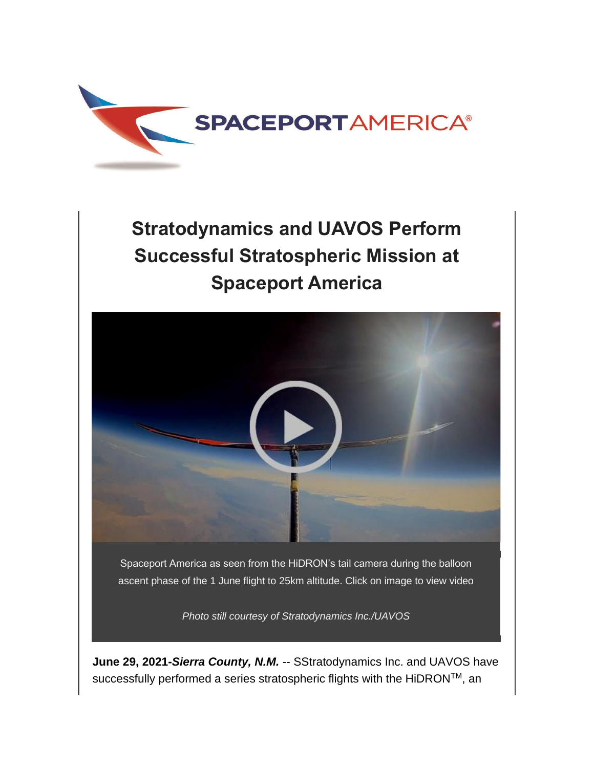# Stratodynamics and UAVOS Perform Successful Stratospheric Mission at Spaceport America

Spaceport America as seen from the HiDRON's tail camera during the balloon ascent phase of the 1 June flight to 25km altitude. Click on image to view video

*Photo still courtesy of Stratodynamics Inc./UAVOS*

**June 29, 2021-*Sierra County, N.M.*** -- SStratodynamics Inc. and UAVOS have successfully performed a series stratospheric flights with the HiDRON™, an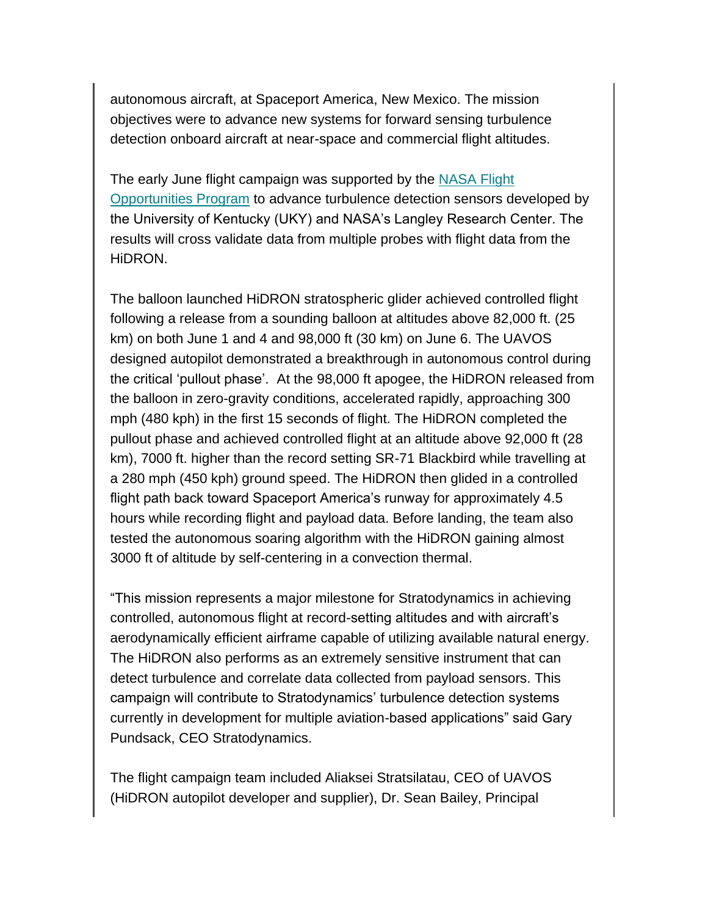autonomous aircraft, at Spaceport America, New Mexico. The mission objectives were to advance new systems for forward sensing turbulence detection onboard aircraft at near-space and commercial flight altitudes.

The early June flight campaign was supported by the [NASA Flight Opportunities Program]() to advance turbulence detection sensors developed by the University of Kentucky (UKY) and NASA's Langley Research Center. The results will cross validate data from multiple probes with flight data from the HiDRON.

The balloon launched HiDRON stratospheric glider achieved controlled flight following a release from a sounding balloon at altitudes above 82,000 ft. (25 km) on both June 1 and 4 and 98,000 ft (30 km) on June 6. The UAVOS designed autopilot demonstrated a breakthrough in autonomous control during the critical 'pullout phase'. At the 98,000 ft apogee, the HiDRON released from the balloon in zero-gravity conditions, accelerated rapidly, approaching 300 mph (480 kph) in the first 15 seconds of flight. The HiDRON completed the pullout phase and achieved controlled flight at an altitude above 92,000 ft (28 km), 7000 ft. higher than the record setting SR-71 Blackbird while travelling at a 280 mph (450 kph) ground speed. The HiDRON then glided in a controlled flight path back toward Spaceport America's runway for approximately 4.5 hours while recording flight and payload data. Before landing, the team also tested the autonomous soaring algorithm with the HiDRON gaining almost 3000 ft of altitude by self-centering in a convection thermal.

"This mission represents a major milestone for Stratodynamics in achieving controlled, autonomous flight at record-setting altitudes and with aircraft's aerodynamically efficient airframe capable of utilizing available natural energy. The HiDRON also performs as an extremely sensitive instrument that can detect turbulence and correlate data collected from payload sensors. This campaign will contribute to Stratodynamics' turbulence detection systems currently in development for multiple aviation-based applications" said Gary Pundsack, CEO Stratodynamics.

The flight campaign team included Aliaksei Stratsilatau, CEO of UAVOS (HiDRON autopilot developer and supplier), Dr. Sean Bailey, Principal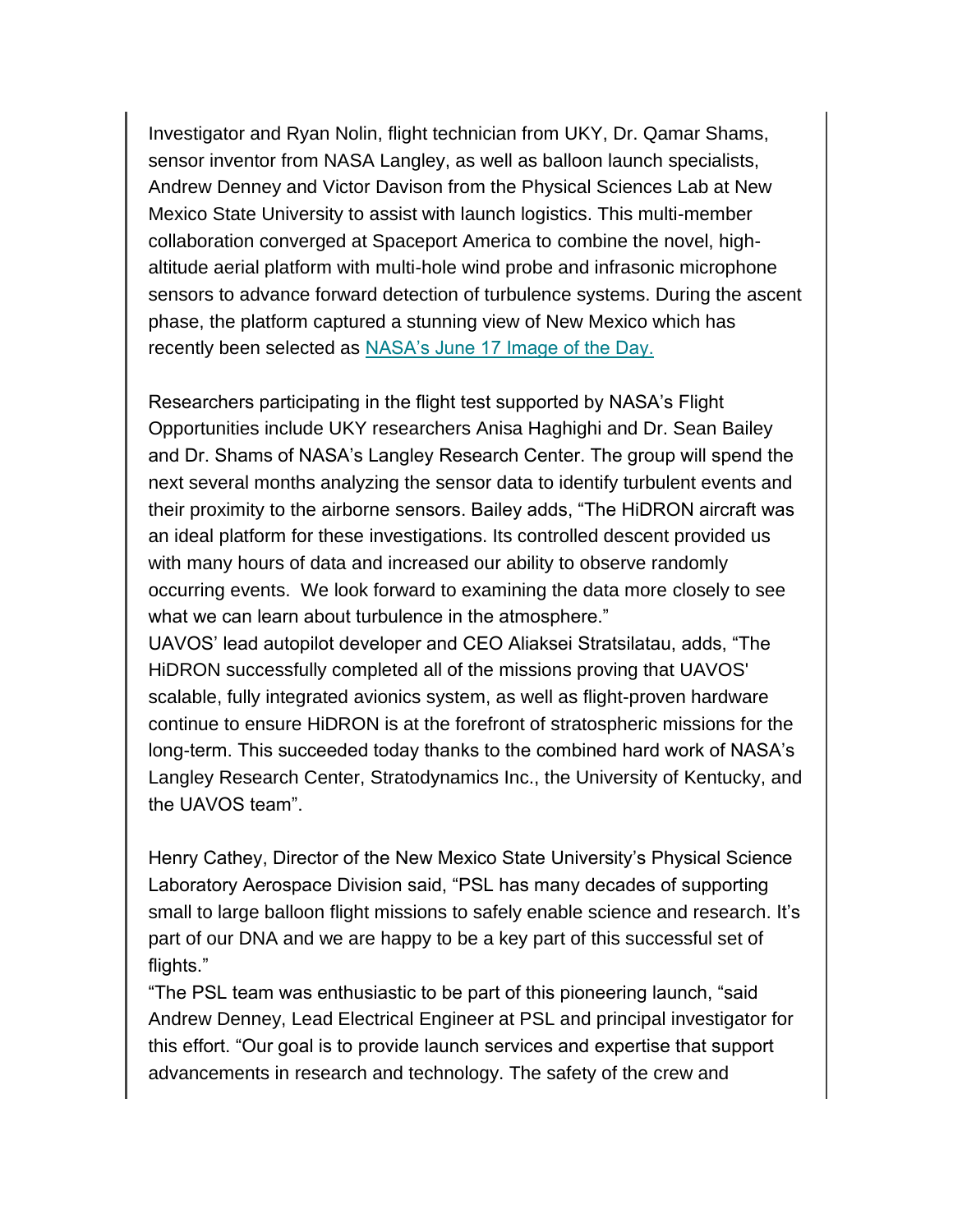Investigator and Ryan Nolin, flight technician from UKY, Dr. Qamar Shams, sensor inventor from NASA Langley, as well as balloon launch specialists, Andrew Denney and Victor Davison from the Physical Sciences Lab at New Mexico State University to assist with launch logistics. This multi-member collaboration converged at Spaceport America to combine the novel, high-altitude aerial platform with multi-hole wind probe and infrasonic microphone sensors to advance forward detection of turbulence systems. During the ascent phase, the platform captured a stunning view of New Mexico which has recently been selected as [NASA's June 17 Image of the Day.]()

Researchers participating in the flight test supported by NASA's Flight Opportunities include UKY researchers Anisa Haghighi and Dr. Sean Bailey and Dr. Shams of NASA's Langley Research Center. The group will spend the next several months analyzing the sensor data to identify turbulent events and their proximity to the airborne sensors. Bailey adds, "The HiDRON aircraft was an ideal platform for these investigations. Its controlled descent provided us with many hours of data and increased our ability to observe randomly occurring events. We look forward to examining the data more closely to see what we can learn about turbulence in the atmosphere."

UAVOS' lead autopilot developer and CEO Aliaksei Stratsilatau, adds, "The HiDRON successfully completed all of the missions proving that UAVOS' scalable, fully integrated avionics system, as well as flight-proven hardware continue to ensure HiDRON is at the forefront of stratospheric missions for the long-term. This succeeded today thanks to the combined hard work of NASA's Langley Research Center, Stratodynamics Inc., the University of Kentucky, and the UAVOS team".

Henry Cathey, Director of the New Mexico State University's Physical Science Laboratory Aerospace Division said, "PSL has many decades of supporting small to large balloon flight missions to safely enable science and research. It's part of our DNA and we are happy to be a key part of this successful set of flights."

"The PSL team was enthusiastic to be part of this pioneering launch, "said Andrew Denney, Lead Electrical Engineer at PSL and principal investigator for this effort. "Our goal is to provide launch services and expertise that support advancements in research and technology. The safety of the crew and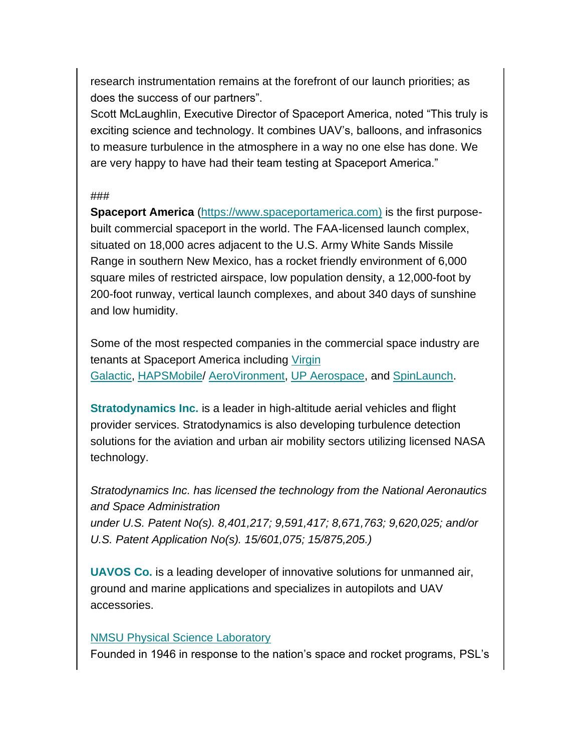research instrumentation remains at the forefront of our launch priorities; as does the success of our partners".

Scott McLaughlin, Executive Director of Spaceport America, noted "This truly is exciting science and technology. It combines UAV's, balloons, and infrasonics to measure turbulence in the atmosphere in a way no one else has done. We are very happy to have had their team testing at Spaceport America."

###

**Spaceport America** (https://www.spaceportamerica.com) is the first purpose-built commercial spaceport in the world. The FAA-licensed launch complex, situated on 18,000 acres adjacent to the U.S. Army White Sands Missile Range in southern New Mexico, has a rocket friendly environment of 6,000 square miles of restricted airspace, low population density, a 12,000-foot by 200-foot runway, vertical launch complexes, and about 340 days of sunshine and low humidity.

Some of the most respected companies in the commercial space industry are tenants at Spaceport America including Virgin Galactic, HAPSMobile/ AeroVironment, UP Aerospace, and SpinLaunch.

**Stratodynamics Inc.** is a leader in high-altitude aerial vehicles and flight provider services. Stratodynamics is also developing turbulence detection solutions for the aviation and urban air mobility sectors utilizing licensed NASA technology.

*Stratodynamics Inc. has licensed the technology from the National Aeronautics and Space Administration under U.S. Patent No(s). 8,401,217; 9,591,417; 8,671,763; 9,620,025; and/or U.S. Patent Application No(s). 15/601,075; 15/875,205.)*

**UAVOS Co.** is a leading developer of innovative solutions for unmanned air, ground and marine applications and specializes in autopilots and UAV accessories.

NMSU Physical Science Laboratory

Founded in 1946 in response to the nation's space and rocket programs, PSL's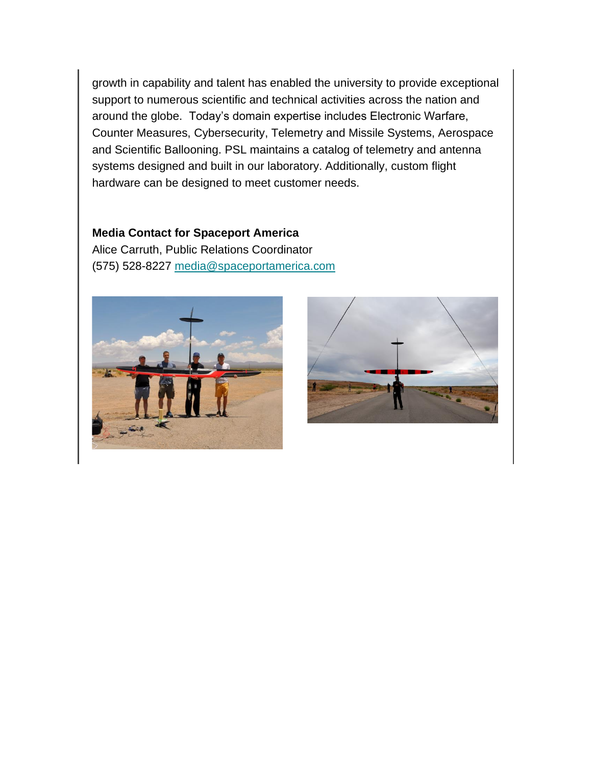growth in capability and talent has enabled the university to provide exceptional support to numerous scientific and technical activities across the nation and around the globe.  Today's domain expertise includes Electronic Warfare, Counter Measures, Cybersecurity, Telemetry and Missile Systems, Aerospace and Scientific Ballooning. PSL maintains a catalog of telemetry and antenna systems designed and built in our laboratory. Additionally, custom flight hardware can be designed to meet customer needs.

**Media Contact for Spaceport America**
Alice Carruth, Public Relations Coordinator
(575) 528-8227 [media@spaceportamerica.com](mailto:media@spaceportamerica.com)